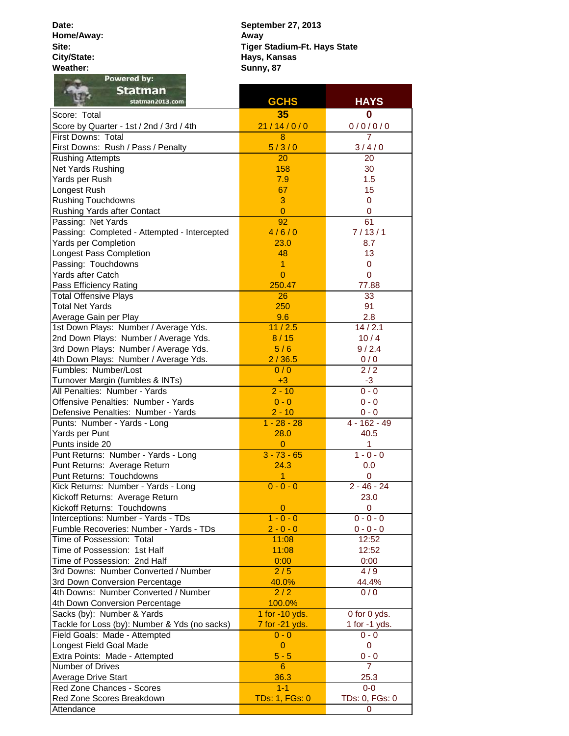| | |
|---|---|
| **Date:** | **September 27, 2013** |
| **Home/Away:** | **Away** |
| **Site:** | **Tiger Stadium-Ft. Hays State** |
| **City/State:** | **Hays, Kansas** |
| **Weather:** | **Sunny, 87** |

Powered by: **Statman** statman2013.com

| | **GCHS** | **HAYS** |
|---|---|---|
| Score: Total | **35** | **0** |
| Score by Quarter - 1st / 2nd / 3rd / 4th | 21 / 14 / 0 / 0 | 0 / 0 / 0 / 0 |
| First Downs: Total | 8 | 7 |
| First Downs: Rush / Pass / Penalty | 5 / 3 / 0 | 3 / 4 / 0 |
| Rushing Attempts | 20 | 20 |
| Net Yards Rushing | 158 | 30 |
| Yards per Rush | 7.9 | 1.5 |
| Longest Rush | 67 | 15 |
| Rushing Touchdowns | 3 | 0 |
| Rushing Yards after Contact | 0 | 0 |
| Passing: Net Yards | 92 | 61 |
| Passing: Completed - Attempted - Intercepted | 4 / 6 / 0 | 7 / 13 / 1 |
| Yards per Completion | 23.0 | 8.7 |
| Longest Pass Completion | 48 | 13 |
| Passing: Touchdowns | 1 | 0 |
| Yards after Catch | 0 | 0 |
| Pass Efficiency Rating | 250.47 | 77.88 |
| Total Offensive Plays | 26 | 33 |
| Total Net Yards | 250 | 91 |
| Average Gain per Play | 9.6 | 2.8 |
| 1st Down Plays: Number / Average Yds. | 11 / 2.5 | 14 / 2.1 |
| 2nd Down Plays: Number / Average Yds. | 8 / 15 | 10 / 4 |
| 3rd Down Plays: Number / Average Yds. | 5 / 6 | 9 / 2.4 |
| 4th Down Plays: Number / Average Yds. | 2 / 36.5 | 0 / 0 |
| Fumbles: Number/Lost | 0 / 0 | 2 / 2 |
| Turnover Margin (fumbles & INTs) | +3 | -3 |
| All Penalties: Number - Yards | 2 - 10 | 0 - 0 |
| Offensive Penalties: Number - Yards | 0 - 0 | 0 - 0 |
| Defensive Penalties: Number - Yards | 2 - 10 | 0 - 0 |
| Punts: Number - Yards - Long | 1 - 28 - 28 | 4 - 162 - 49 |
| Yards per Punt | 28.0 | 40.5 |
| Punts inside 20 | 0 | 1 |
| Punt Returns: Number - Yards - Long | 3 - 73 - 65 | 1 - 0 - 0 |
| Punt Returns: Average Return | 24.3 | 0.0 |
| Punt Returns: Touchdowns | 1 | 0 |
| Kick Returns: Number - Yards - Long | 0 - 0 - 0 | 2 - 46 - 24 |
| Kickoff Returns: Average Return | | 23.0 |
| Kickoff Returns: Touchdowns | 0 | 0 |
| Interceptions: Number - Yards - TDs | 1 - 0 - 0 | 0 - 0 - 0 |
| Fumble Recoveries: Number - Yards - TDs | 2 - 0 - 0 | 0 - 0 - 0 |
| Time of Possession: Total | 11:08 | 12:52 |
| Time of Possession: 1st Half | 11:08 | 12:52 |
| Time of Possession: 2nd Half | 0:00 | 0:00 |
| 3rd Downs: Number Converted / Number | 2 / 5 | 4 / 9 |
| 3rd Down Conversion Percentage | 40.0% | 44.4% |
| 4th Downs: Number Converted / Number | 2 / 2 | 0 / 0 |
| 4th Down Conversion Percentage | 100.0% | |
| Sacks (by): Number & Yards | 1 for -10 yds. | 0 for 0 yds. |
| Tackle for Loss (by): Number & Yds (no sacks) | 7 for -21 yds. | 1 for -1 yds. |
| Field Goals: Made - Attempted | 0 - 0 | 0 - 0 |
| Longest Field Goal Made | 0 | 0 |
| Extra Points: Made - Attempted | 5 - 5 | 0 - 0 |
| Number of Drives | 6 | 7 |
| Average Drive Start | 36.3 | 25.3 |
| Red Zone Chances - Scores | 1-1 | 0-0 |
| Red Zone Scores Breakdown | TDs: 1, FGs: 0 | TDs: 0, FGs: 0 |
| Attendance | | 0 |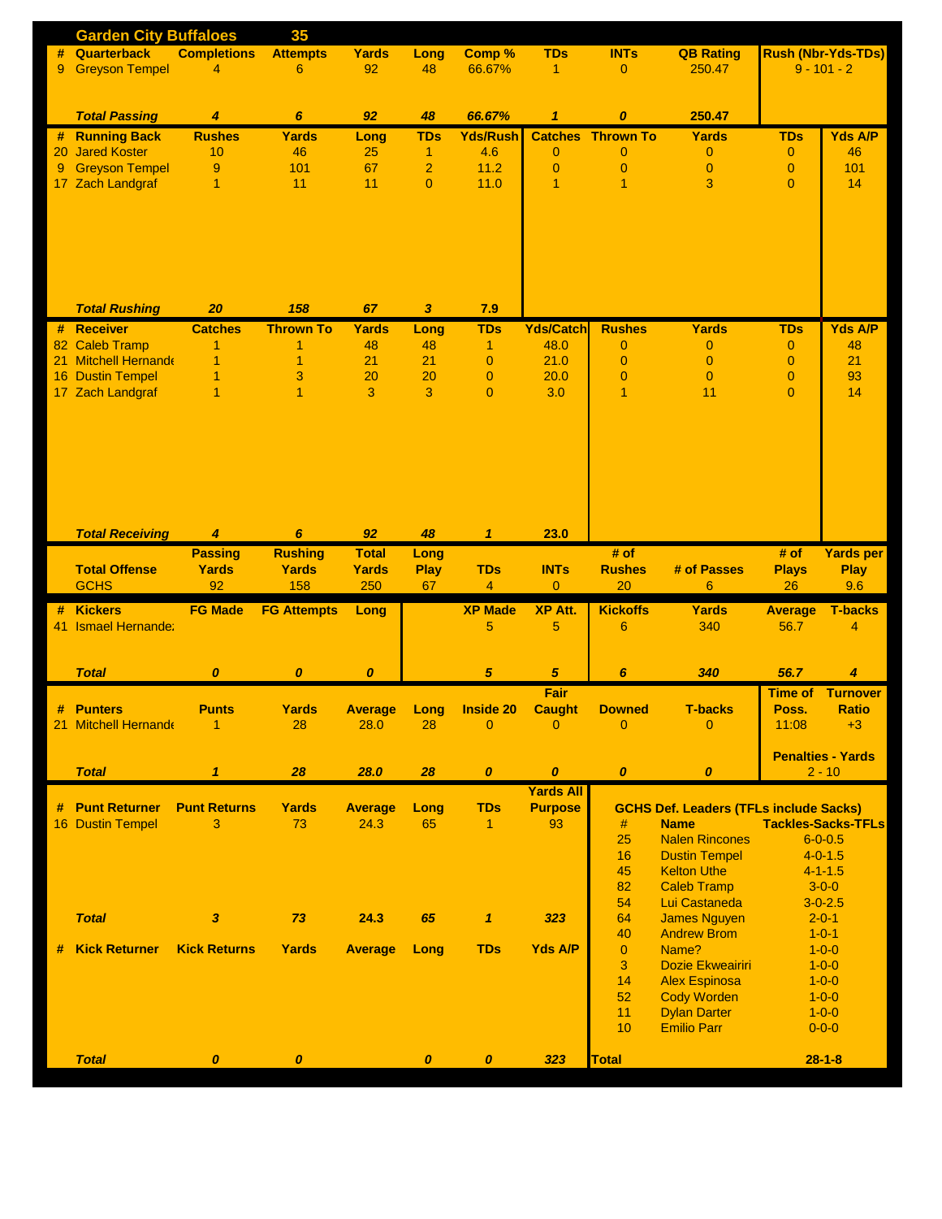## Garden City Buffaloes 35

| # | Quarterback | Completions | Attempts | Yards | Long | Comp % | TDs | INTs | QB Rating | Rush (Nbr-Yds-TDs) |
|---|---|---|---|---|---|---|---|---|---|---|
| 9 | Greyson Tempel | 4 | 6 | 92 | 48 | 66.67% | 1 | 0 | 250.47 | 9 - 101 - 2 |
| | ***Total Passing*** | ***4*** | ***6*** | ***92*** | ***48*** | ***66.67%*** | ***1*** | ***0*** | ***250.47*** | |

| # | Running Back | Rushes | Yards | Long | TDs | Yds/Rush | Catches | Thrown To | Yards | TDs | Yds A/P |
|---|---|---|---|---|---|---|---|---|---|---|---|
| 20 | Jared Koster | 10 | 46 | 25 | 1 | 4.6 | 0 | 0 | 0 | 0 | 46 |
| 9 | Greyson Tempel | 9 | 101 | 67 | 2 | 11.2 | 0 | 0 | 0 | 0 | 101 |
| 17 | Zach Landgraf | 1 | 11 | 11 | 0 | 11.0 | 1 | 1 | 3 | 0 | 14 |
| | ***Total Rushing*** | ***20*** | ***158*** | ***67*** | ***3*** | ***7.9*** | | | | | |

| # | Receiver | Catches | Thrown To | Yards | Long | TDs | Yds/Catch | Rushes | Yards | TDs | Yds A/P |
|---|---|---|---|---|---|---|---|---|---|---|---|
| 82 | Caleb Tramp | 1 | 1 | 48 | 48 | 1 | 48.0 | 0 | 0 | 0 | 48 |
| 21 | Mitchell Hernande | 1 | 1 | 21 | 21 | 0 | 21.0 | 0 | 0 | 0 | 21 |
| 16 | Dustin Tempel | 1 | 3 | 20 | 20 | 0 | 20.0 | 0 | 0 | 0 | 93 |
| 17 | Zach Landgraf | 1 | 1 | 3 | 3 | 0 | 3.0 | 1 | 11 | 0 | 14 |
| | ***Total Receiving*** | ***4*** | ***6*** | ***92*** | ***48*** | ***1*** | ***23.0*** | | | | |

| Total Offense | Passing Yards | Rushing Yards | Total Yards | Long Play | TDs | INTs | # of Rushes | # of Passes | # of Plays | Yards per Play |
|---|---|---|---|---|---|---|---|---|---|---|
| GCHS | 92 | 158 | 250 | 67 | 4 | 0 | 20 | 6 | 26 | 9.6 |

| # | Kickers | FG Made | FG Attempts | Long | | XP Made | XP Att. | Kickoffs | Yards | Average | T-backs |
|---|---|---|---|---|---|---|---|---|---|---|---|
| 41 | Ismael Hernande: | | | | | 5 | 5 | 6 | 340 | 56.7 | 4 |
| | ***Total*** | ***0*** | ***0*** | ***0*** | | ***5*** | ***5*** | ***6*** | ***340*** | ***56.7*** | ***4*** |

| # | Punters | Punts | Yards | Average | Long | Inside 20 | Fair Caught | Downed | T-backs | Time of Poss. | Turnover Ratio |
|---|---|---|---|---|---|---|---|---|---|---|---|
| 21 | Mitchell Hernande | 1 | 28 | 28.0 | 28 | 0 | 0 | 0 | 0 | 11:08 | +3 |
| | ***Total*** | ***1*** | ***28*** | ***28.0*** | ***28*** | ***0*** | ***0*** | ***0*** | ***0*** | **Penalties - Yards** 2 - 10 | |

| # | Punt Returner | Punt Returns | Yards | Average | Long | TDs | Yards All Purpose |
|---|---|---|---|---|---|---|---|
| 16 | Dustin Tempel | 3 | 73 | 24.3 | 65 | 1 | 93 |
| | ***Total*** | ***3*** | ***73*** | ***24.3*** | ***65*** | ***1*** | ***323*** |

| # | Kick Returner | Kick Returns | Yards | Average | Long | TDs | Yds A/P |
|---|---|---|---|---|---|---|---|
| | ***Total*** | ***0*** | ***0*** | | ***0*** | ***0*** | ***323*** |

**GCHS Def. Leaders (TFLs include Sacks)**

| # | Name | Tackles-Sacks-TFLs |
|---|---|---|
| 25 | Nalen Rincones | 6-0-0.5 |
| 16 | Dustin Tempel | 4-0-1.5 |
| 45 | Kelton Uthe | 4-1-1.5 |
| 82 | Caleb Tramp | 3-0-0 |
| 54 | Lui Castaneda | 3-0-2.5 |
| 64 | James Nguyen | 2-0-1 |
| 40 | Andrew Brom | 1-0-1 |
| 0 | Name? | 1-0-0 |
| 3 | Dozie Ekweairiri | 1-0-0 |
| 14 | Alex Espinosa | 1-0-0 |
| 52 | Cody Worden | 1-0-0 |
| 11 | Dylan Darter | 1-0-0 |
| 10 | Emilio Parr | 0-0-0 |
| **Total** | | **28-1-8** |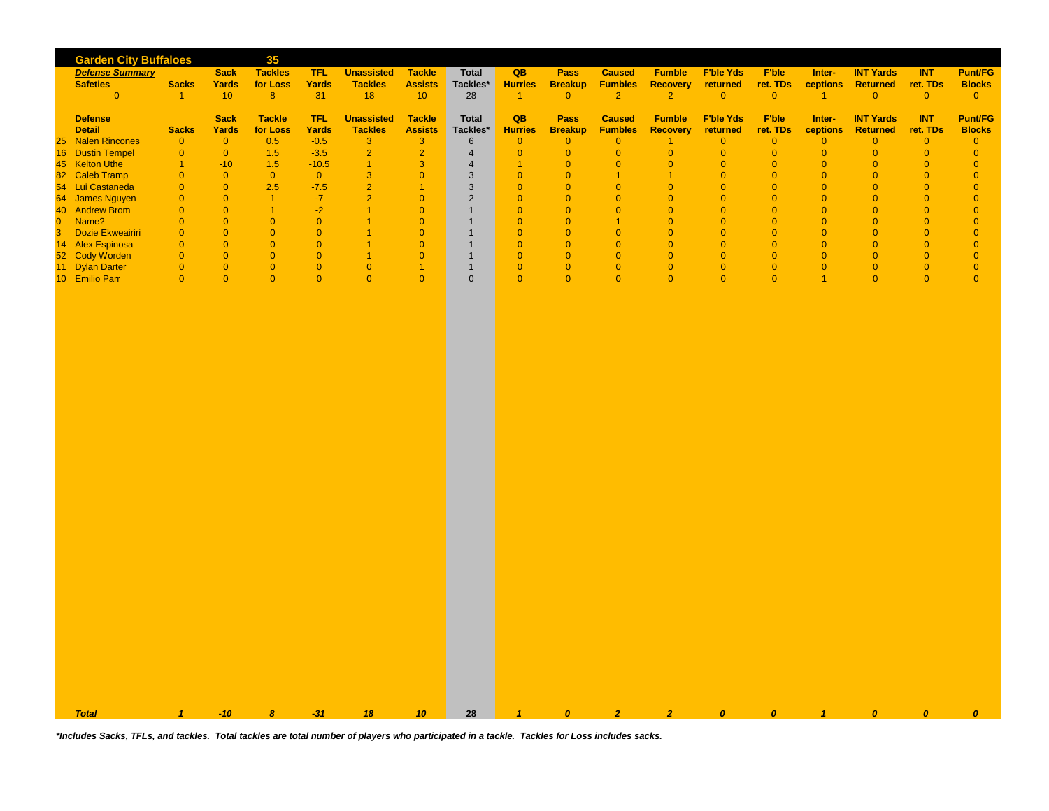## Garden City Buffaloes — 35

***Defense Summary***

| Safeties | Sacks | Sack Yards | Tackles for Loss | TFL Yards | Unassisted Tackles | Tackle Assists | Total Tackles* | QB Hurries | Pass Breakup | Caused Fumbles | Fumble Recovery | F'ble Yds returned | F'ble ret. TDs | Inter-ceptions | INT Yards Returned | INT ret. TDs | Punt/FG Blocks |
|---|---|---|---|---|---|---|---|---|---|---|---|---|---|---|---|---|---|
| 0 | 1 | -10 | 8 | -31 | 18 | 10 | 28 | 1 | 0 | 2 | 2 | 0 | 0 | 1 | 0 | 0 | 0 |

| # | Defense Detail | Sacks | Sack Yards | Tackle for Loss | TFL Yards | Unassisted Tackles | Tackle Assists | Total Tackles* | QB Hurries | Pass Breakup | Caused Fumbles | Fumble Recovery | F'ble Yds returned | F'ble ret. TDs | Inter-ceptions | INT Yards Returned | INT ret. TDs | Punt/FG Blocks |
|---|---|---|---|---|---|---|---|---|---|---|---|---|---|---|---|---|---|---|
| 25 | Nalen Rincones | 0 | 0 | 0.5 | -0.5 | 3 | 3 | 6 | 0 | 0 | 0 | 1 | 0 | 0 | 0 | 0 | 0 | 0 |
| 16 | Dustin Tempel | 0 | 0 | 1.5 | -3.5 | 2 | 2 | 4 | 0 | 0 | 0 | 0 | 0 | 0 | 0 | 0 | 0 | 0 |
| 45 | Kelton Uthe | 1 | -10 | 1.5 | -10.5 | 1 | 3 | 4 | 1 | 0 | 0 | 0 | 0 | 0 | 0 | 0 | 0 | 0 |
| 82 | Caleb Tramp | 0 | 0 | 0 | 0 | 3 | 0 | 3 | 0 | 0 | 1 | 1 | 0 | 0 | 0 | 0 | 0 | 0 |
| 54 | Lui Castaneda | 0 | 0 | 2.5 | -7.5 | 2 | 1 | 3 | 0 | 0 | 0 | 0 | 0 | 0 | 0 | 0 | 0 | 0 |
| 64 | James Nguyen | 0 | 0 | 1 | -7 | 2 | 0 | 2 | 0 | 0 | 0 | 0 | 0 | 0 | 0 | 0 | 0 | 0 |
| 40 | Andrew Brom | 0 | 0 | 1 | -2 | 1 | 0 | 1 | 0 | 0 | 0 | 0 | 0 | 0 | 0 | 0 | 0 | 0 |
| 0 | Name? | 0 | 0 | 0 | 0 | 1 | 0 | 1 | 0 | 0 | 1 | 0 | 0 | 0 | 0 | 0 | 0 | 0 |
| 3 | Dozie Ekweairiri | 0 | 0 | 0 | 0 | 1 | 0 | 1 | 0 | 0 | 0 | 0 | 0 | 0 | 0 | 0 | 0 | 0 |
| 14 | Alex Espinosa | 0 | 0 | 0 | 0 | 1 | 0 | 1 | 0 | 0 | 0 | 0 | 0 | 0 | 0 | 0 | 0 | 0 |
| 52 | Cody Worden | 0 | 0 | 0 | 0 | 1 | 0 | 1 | 0 | 0 | 0 | 0 | 0 | 0 | 0 | 0 | 0 | 0 |
| 11 | Dylan Darter | 0 | 0 | 0 | 0 | 0 | 1 | 1 | 0 | 0 | 0 | 0 | 0 | 0 | 0 | 0 | 0 | 0 |
| 10 | Emilio Parr | 0 | 0 | 0 | 0 | 0 | 0 | 0 | 0 | 0 | 0 | 0 | 0 | 0 | 1 | 0 | 0 | 0 |
| | ***Total*** | ***1*** | ***-10*** | ***8*** | ***-31*** | ***18*** | ***10*** | **28** | ***1*** | ***0*** | ***2*** | ***2*** | ***0*** | ***0*** | ***1*** | ***0*** | ***0*** | ***0*** |

***Includes Sacks, TFLs, and tackles. Total tackles are total number of players who participated in a tackle. Tackles for Loss includes sacks.***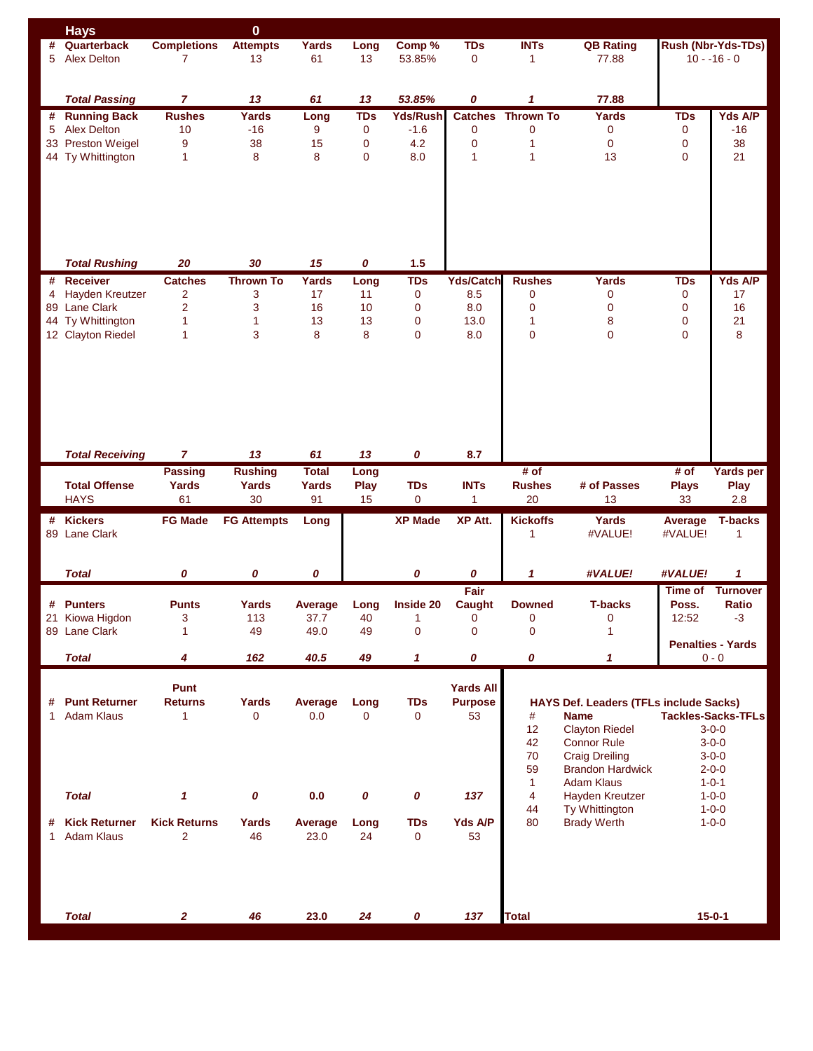## Hays 0

| # | Quarterback | Completions | Attempts | Yards | Long | Comp % | TDs | INTs | QB Rating | Rush (Nbr-Yds-TDs) |
|---|---|---|---|---|---|---|---|---|---|---|
| 5 | Alex Delton | 7 | 13 | 61 | 13 | 53.85% | 0 | 1 | 77.88 | 10 - -16 - 0 |
| | ***Total Passing*** | ***7*** | ***13*** | ***61*** | ***13*** | ***53.85%*** | ***0*** | ***1*** | ***77.88*** | |

| # | Running Back | Rushes | Yards | Long | TDs | Yds/Rush | Catches | Thrown To | Yards | TDs | Yds A/P |
|---|---|---|---|---|---|---|---|---|---|---|---|
| 5 | Alex Delton | 10 | -16 | 9 | 0 | -1.6 | 0 | 0 | 0 | 0 | -16 |
| 33 | Preston Weigel | 9 | 38 | 15 | 0 | 4.2 | 0 | 1 | 0 | 0 | 38 |
| 44 | Ty Whittington | 1 | 8 | 8 | 0 | 8.0 | 1 | 1 | 13 | 0 | 21 |
| | ***Total Rushing*** | ***20*** | ***30*** | ***15*** | ***0*** | ***1.5*** | | | | | |

| # | Receiver | Catches | Thrown To | Yards | Long | TDs | Yds/Catch | Rushes | Yards | TDs | Yds A/P |
|---|---|---|---|---|---|---|---|---|---|---|---|
| 4 | Hayden Kreutzer | 2 | 3 | 17 | 11 | 0 | 8.5 | 0 | 0 | 0 | 17 |
| 89 | Lane Clark | 2 | 3 | 16 | 10 | 0 | 8.0 | 0 | 0 | 0 | 16 |
| 44 | Ty Whittington | 1 | 1 | 13 | 13 | 0 | 13.0 | 1 | 8 | 0 | 21 |
| 12 | Clayton Riedel | 1 | 3 | 8 | 8 | 0 | 8.0 | 0 | 0 | 0 | 8 |
| | ***Total Receiving*** | ***7*** | ***13*** | ***61*** | ***13*** | ***0*** | ***8.7*** | | | | |

| Total Offense | Passing Yards | Rushing Yards | Total Yards | Long Play | TDs | INTs | # of Rushes | # of Passes | # of Plays | Yards per Play |
|---|---|---|---|---|---|---|---|---|---|---|
| HAYS | 61 | 30 | 91 | 15 | 0 | 1 | 20 | 13 | 33 | 2.8 |

| # | Kickers | FG Made | FG Attempts | Long | XP Made | XP Att. | Kickoffs | Yards | Average | T-backs |
|---|---|---|---|---|---|---|---|---|---|---|
| 89 | Lane Clark | | | | | | 1 | #VALUE! | #VALUE! | 1 |
| | ***Total*** | ***0*** | ***0*** | ***0*** | ***0*** | ***0*** | ***1*** | ***#VALUE!*** | ***#VALUE!*** | ***1*** |

| # | Punters | Punts | Yards | Average | Long | Inside 20 | Fair Caught | Downed | T-backs |
|---|---|---|---|---|---|---|---|---|---|
| 21 | Kiowa Higdon | 3 | 113 | 37.7 | 40 | 1 | 0 | 0 | 0 |
| 89 | Lane Clark | 1 | 49 | 49.0 | 49 | 0 | 0 | 0 | 1 |
| | ***Total*** | ***4*** | ***162*** | ***40.5*** | ***49*** | ***1*** | ***0*** | ***0*** | ***1*** |

| Time of Poss. | Turnover Ratio |
|---|---|
| 12:52 | -3 |

| Penalties - Yards |
|---|
| 0 - 0 |

| # | Punt Returner | Punt Returns | Yards | Average | Long | TDs | Yards All Purpose |
|---|---|---|---|---|---|---|---|
| 1 | Adam Klaus | 1 | 0 | 0.0 | 0 | 0 | 53 |
| | ***Total*** | ***1*** | ***0*** | ***0.0*** | ***0*** | ***0*** | ***137*** |

| # | Kick Returner | Kick Returns | Yards | Average | Long | TDs | Yds A/P |
|---|---|---|---|---|---|---|---|
| 1 | Adam Klaus | 2 | 46 | 23.0 | 24 | 0 | 53 |
| | ***Total*** | ***2*** | ***46*** | ***23.0*** | ***24*** | ***0*** | ***137*** |

**HAYS Def. Leaders (TFLs include Sacks)**

| # | Name | Tackles-Sacks-TFLs |
|---|---|---|
| 12 | Clayton Riedel | 3-0-0 |
| 42 | Connor Rule | 3-0-0 |
| 70 | Craig Dreiling | 3-0-0 |
| 59 | Brandon Hardwick | 2-0-0 |
| 1 | Adam Klaus | 1-0-1 |
| 4 | Hayden Kreutzer | 1-0-0 |
| 44 | Ty Whittington | 1-0-0 |
| 80 | Brady Werth | 1-0-0 |
| **Total** | | **15-0-1** |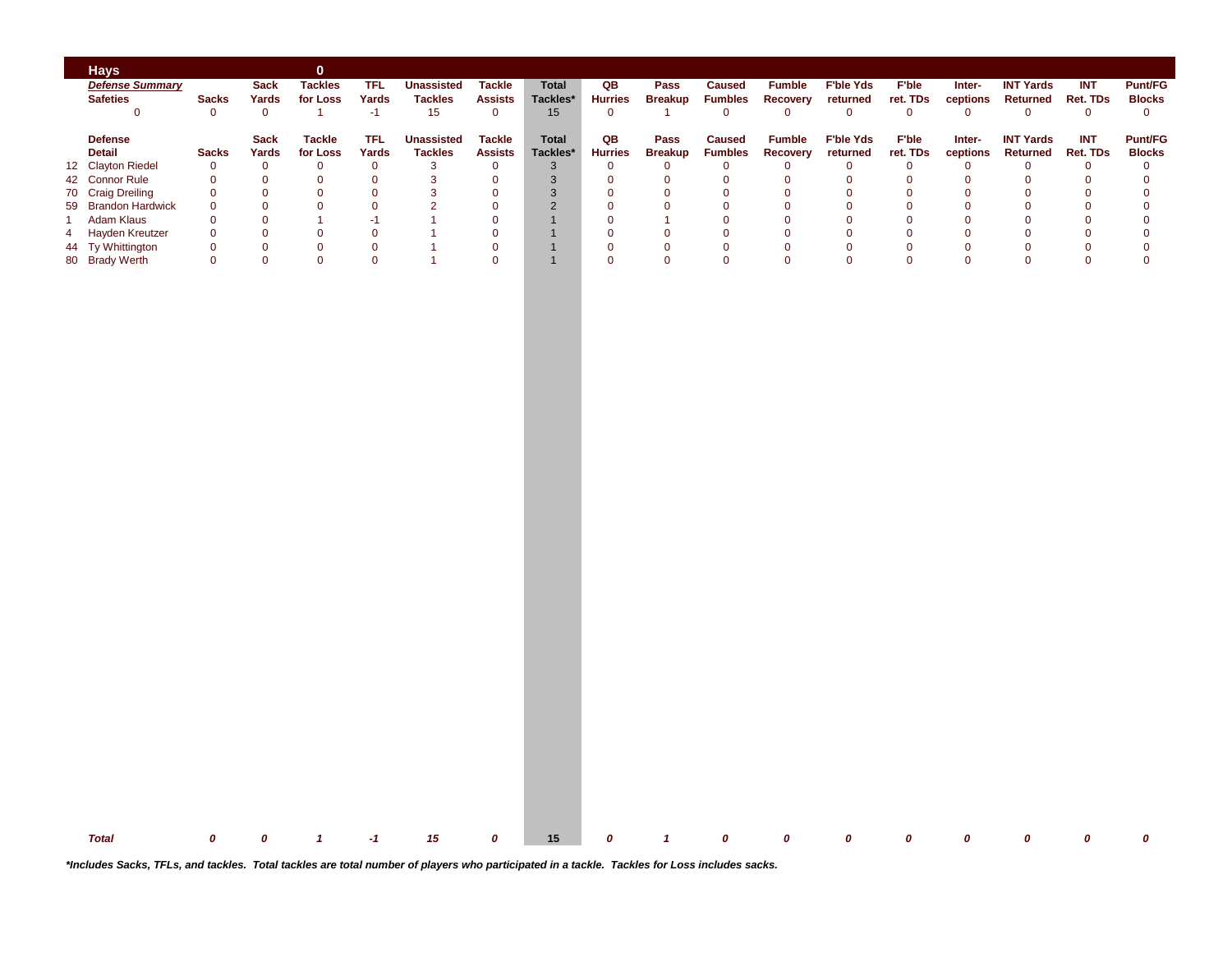## Hays

0

| ***Defense Summary*** Safeties | Sacks | Sack Yards | Tackles for Loss | TFL Yards | Unassisted Tackles | Tackle Assists | Total Tackles* | QB Hurries | Pass Breakup | Caused Fumbles | Fumble Recovery | F'ble Yds returned | F'ble ret. TDs | Inter-ceptions | INT Yards Returned | INT Ret. TDs | Punt/FG Blocks |
|---|---|---|---|---|---|---|---|---|---|---|---|---|---|---|---|---|---|
| 0 | 0 | 0 | 1 | -1 | 15 | 0 | 15 | 0 | 1 | 0 | 0 | 0 | 0 | 0 | 0 | 0 | 0 |

| | Defense Detail | Sacks | Sack Yards | Tackle for Loss | TFL Yards | Unassisted Tackles | Tackle Assists | Total Tackles* | QB Hurries | Pass Breakup | Caused Fumbles | Fumble Recovery | F'ble Yds returned | F'ble ret. TDs | Inter-ceptions | INT Yards Returned | INT Ret. TDs | Punt/FG Blocks |
|---|---|---|---|---|---|---|---|---|---|---|---|---|---|---|---|---|---|---|
| 12 | Clayton Riedel | 0 | 0 | 0 | 0 | 3 | 0 | 3 | 0 | 0 | 0 | 0 | 0 | 0 | 0 | 0 | 0 | 0 |
| 42 | Connor Rule | 0 | 0 | 0 | 0 | 3 | 0 | 3 | 0 | 0 | 0 | 0 | 0 | 0 | 0 | 0 | 0 | 0 |
| 70 | Craig Dreiling | 0 | 0 | 0 | 0 | 3 | 0 | 3 | 0 | 0 | 0 | 0 | 0 | 0 | 0 | 0 | 0 | 0 |
| 59 | Brandon Hardwick | 0 | 0 | 0 | 0 | 2 | 0 | 2 | 0 | 0 | 0 | 0 | 0 | 0 | 0 | 0 | 0 | 0 |
| 1 | Adam Klaus | 0 | 0 | 1 | -1 | 1 | 0 | 1 | 0 | 1 | 0 | 0 | 0 | 0 | 0 | 0 | 0 | 0 |
| 4 | Hayden Kreutzer | 0 | 0 | 0 | 0 | 1 | 0 | 1 | 0 | 0 | 0 | 0 | 0 | 0 | 0 | 0 | 0 | 0 |
| 44 | Ty Whittington | 0 | 0 | 0 | 0 | 1 | 0 | 1 | 0 | 0 | 0 | 0 | 0 | 0 | 0 | 0 | 0 | 0 |
| 80 | Brady Werth | 0 | 0 | 0 | 0 | 1 | 0 | 1 | 0 | 0 | 0 | 0 | 0 | 0 | 0 | 0 | 0 | 0 |
| | ***Total*** | ***0*** | ***0*** | ***1*** | ***-1*** | ***15*** | ***0*** | **15** | ***0*** | ***1*** | ***0*** | ***0*** | ***0*** | ***0*** | ***0*** | ***0*** | ***0*** | ***0*** |

***Includes Sacks, TFLs, and tackles. Total tackles are total number of players who participated in a tackle. Tackles for Loss includes sacks.***